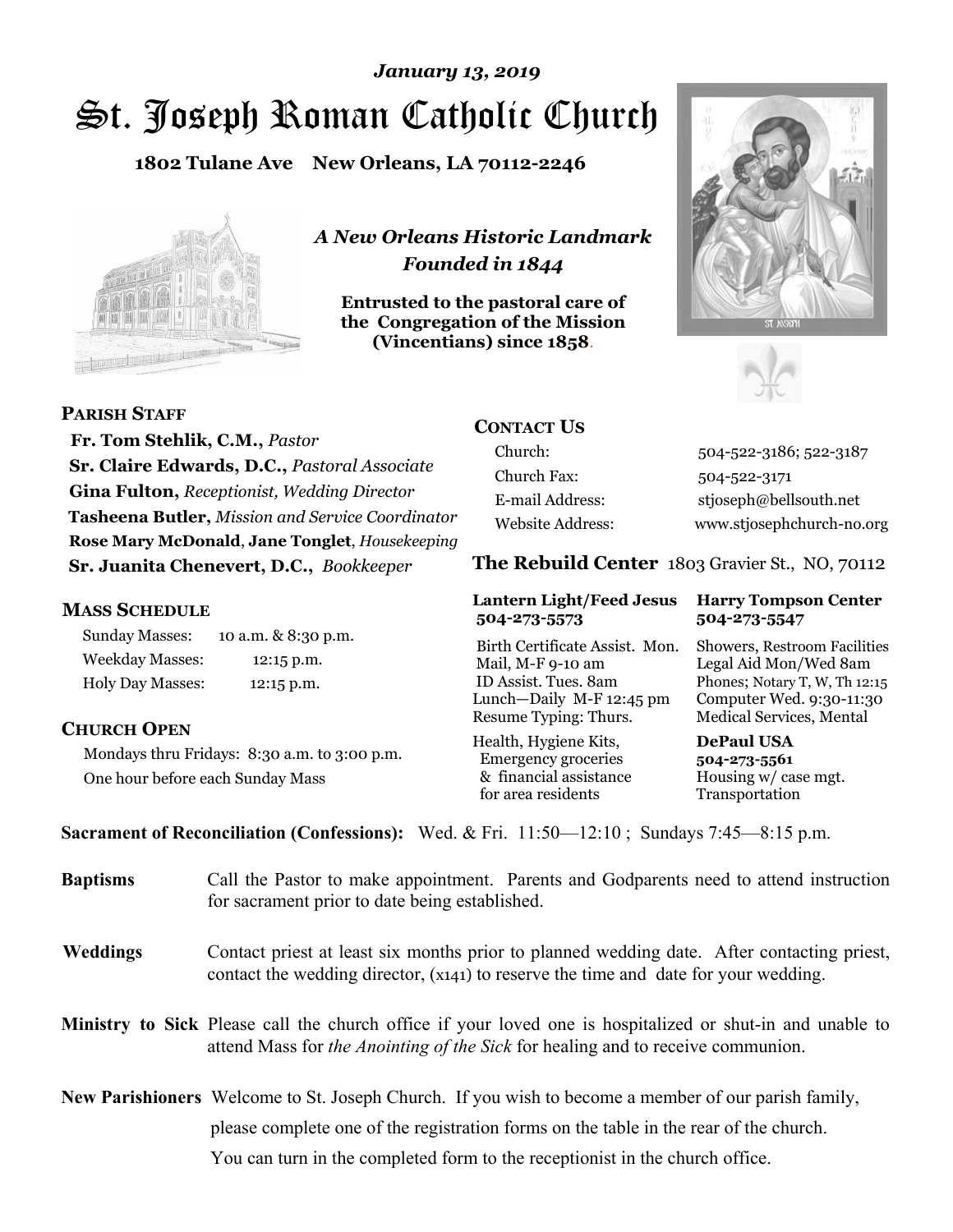*January 13, 2019*

# St. Joseph Roman Catholic Church

**1802 Tulane Ave New Orleans, LA 70112-2246**

*A New Orleans Historic Landmark*
*Founded in 1844*

**Entrusted to the pastoral care of the Congregation of the Mission (Vincentians) since 1858.**

**PARISH STAFF**

**Fr. Tom Stehlik, C.M.,** *Pastor*
**Sr. Claire Edwards, D.C.,** *Pastoral Associate*
**Gina Fulton,** *Receptionist, Wedding Director*
**Tasheena Butler,** *Mission and Service Coordinator*
**Rose Mary McDonald**, **Jane Tonglet**, *Housekeeping*
**Sr. Juanita Chenevert, D.C.,** *Bookkeeper*

**MASS SCHEDULE**

| | |
|---|---|
| Sunday Masses: | 10 a.m. & 8:30 p.m. |
| Weekday Masses: | 12:15 p.m. |
| Holy Day Masses: | 12:15 p.m. |

**CHURCH OPEN**

Mondays thru Fridays: 8:30 a.m. to 3:00 p.m.
One hour before each Sunday Mass

**CONTACT US**

| | |
|---|---|
| Church: | 504-522-3186; 522-3187 |
| Church Fax: | 504-522-3171 |
| E-mail Address: | stjoseph@bellsouth.net |
| Website Address: | www.stjosephchurch-no.org |

**The Rebuild Center** 1803 Gravier St., NO, 70112

**Lantern Light/Feed Jesus 504-273-5573**
Birth Certificate Assist. Mon.
Mail, M-F 9-10 am
ID Assist. Tues. 8am
Lunch—Daily M-F 12:45 pm
Resume Typing: Thurs.
Health, Hygiene Kits, Emergency groceries & financial assistance for area residents

**Harry Tompson Center 504-273-5547**
Showers, Restroom Facilities
Legal Aid Mon/Wed 8am
Phones; Notary T, W, Th 12:15
Computer Wed. 9:30-11:30
Medical Services, Mental

**DePaul USA 504-273-5561**
Housing w/ case mgt.
Transportation

**Sacrament of Reconciliation (Confessions):** Wed. & Fri. 11:50—12:10 ; Sundays 7:45—8:15 p.m.

**Baptisms** Call the Pastor to make appointment. Parents and Godparents need to attend instruction for sacrament prior to date being established.

**Weddings** Contact priest at least six months prior to planned wedding date. After contacting priest, contact the wedding director, (x141) to reserve the time and date for your wedding.

**Ministry to Sick** Please call the church office if your loved one is hospitalized or shut-in and unable to attend Mass for *the Anointing of the Sick* for healing and to receive communion.

**New Parishioners** Welcome to St. Joseph Church. If you wish to become a member of our parish family, please complete one of the registration forms on the table in the rear of the church. You can turn in the completed form to the receptionist in the church office.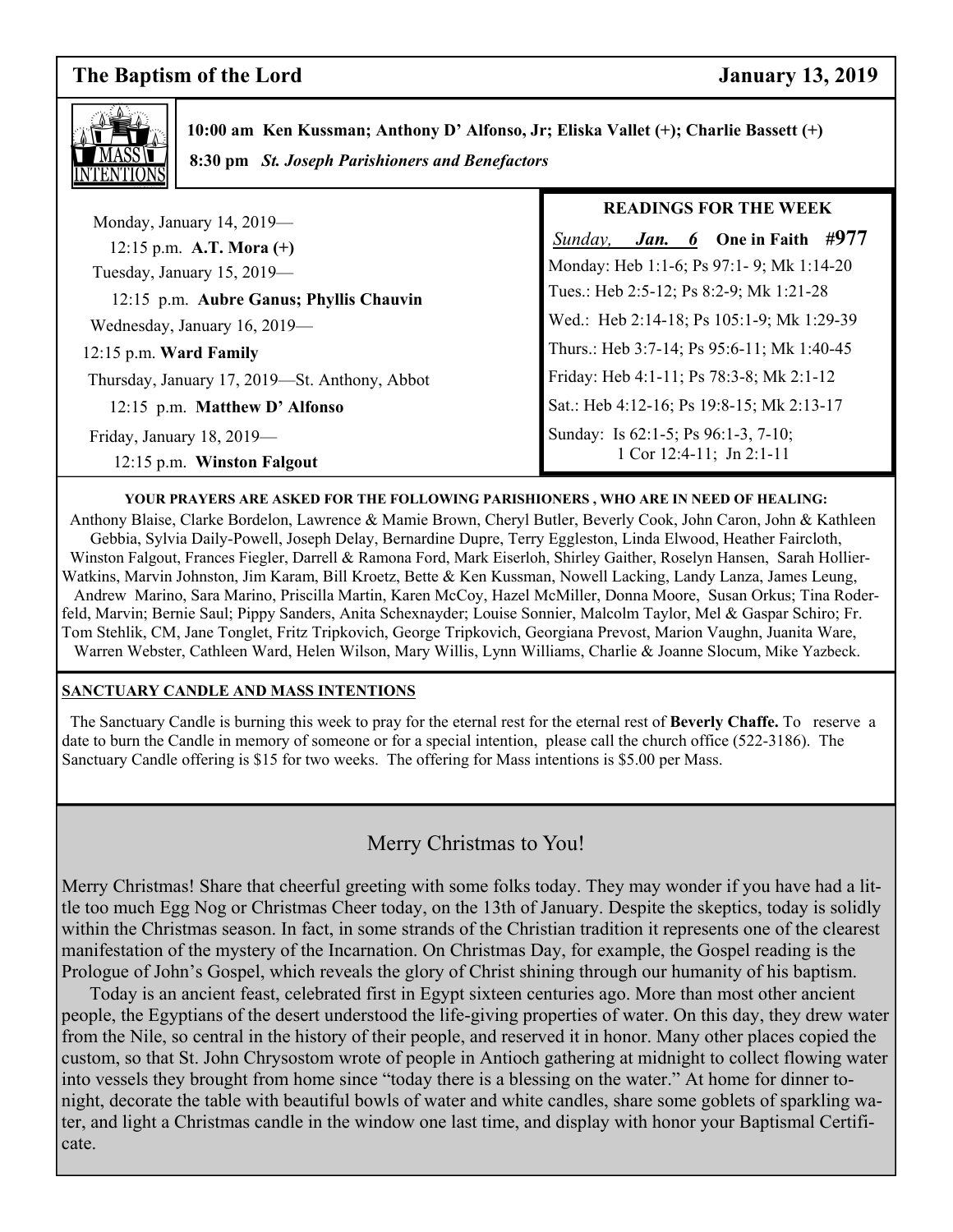## The Baptism of the Lord — January 13, 2019

**10:00 am Ken Kussman; Anthony D' Alfonso, Jr; Eliska Vallet (+); Charlie Bassett (+)**

**8:30 pm *St. Joseph Parishioners and Benefactors***

Monday, January 14, 2019—
12:15 p.m. **A.T. Mora (+)**

Tuesday, January 15, 2019—
12:15 p.m. **Aubre Ganus; Phyllis Chauvin**

Wednesday, January 16, 2019—
12:15 p.m. **Ward Family**

Thursday, January 17, 2019—St. Anthony, Abbot
12:15 p.m. **Matthew D' Alfonso**

Friday, January 18, 2019—
12:15 p.m. **Winston Falgout**

### READINGS FOR THE WEEK

*Sunday,* ***Jan. 6*** **One in Faith #977**

Monday: Heb 1:1-6; Ps 97:1- 9; Mk 1:14-20
Tues.: Heb 2:5-12; Ps 8:2-9; Mk 1:21-28
Wed.: Heb 2:14-18; Ps 105:1-9; Mk 1:29-39
Thurs.: Heb 3:7-14; Ps 95:6-11; Mk 1:40-45
Friday: Heb 4:1-11; Ps 78:3-8; Mk 2:1-12
Sat.: Heb 4:12-16; Ps 19:8-15; Mk 2:13-17
Sunday: Is 62:1-5; Ps 96:1-3, 7-10; 1 Cor 12:4-11; Jn 2:1-11

**YOUR PRAYERS ARE ASKED FOR THE FOLLOWING PARISHIONERS , WHO ARE IN NEED OF HEALING:**

Anthony Blaise, Clarke Bordelon, Lawrence & Mamie Brown, Cheryl Butler, Beverly Cook, John Caron, John & Kathleen Gebbia, Sylvia Daily-Powell, Joseph Delay, Bernardine Dupre, Terry Eggleston, Linda Elwood, Heather Faircloth, Winston Falgout, Frances Fiegler, Darrell & Ramona Ford, Mark Eiserloh, Shirley Gaither, Roselyn Hansen, Sarah Hollier-Watkins, Marvin Johnston, Jim Karam, Bill Kroetz, Bette & Ken Kussman, Nowell Lacking, Landy Lanza, James Leung, Andrew Marino, Sara Marino, Priscilla Martin, Karen McCoy, Hazel McMiller, Donna Moore, Susan Orkus; Tina Roderfeld, Marvin; Bernie Saul; Pippy Sanders, Anita Schexnayder; Louise Sonnier, Malcolm Taylor, Mel & Gaspar Schiro; Fr. Tom Stehlik, CM, Jane Tonglet, Fritz Tripkovich, George Tripkovich, Georgiana Prevost, Marion Vaughn, Juanita Ware, Warren Webster, Cathleen Ward, Helen Wilson, Mary Willis, Lynn Williams, Charlie & Joanne Slocum, Mike Yazbeck.

**SANCTUARY CANDLE AND MASS INTENTIONS**

The Sanctuary Candle is burning this week to pray for the eternal rest for the eternal rest of **Beverly Chaffe.** To reserve a date to burn the Candle in memory of someone or for a special intention, please call the church office (522-3186). The Sanctuary Candle offering is $15 for two weeks. The offering for Mass intentions is $5.00 per Mass.

## Merry Christmas to You!

Merry Christmas! Share that cheerful greeting with some folks today. They may wonder if you have had a little too much Egg Nog or Christmas Cheer today, on the 13th of January. Despite the skeptics, today is solidly within the Christmas season. In fact, in some strands of the Christian tradition it represents one of the clearest manifestation of the mystery of the Incarnation. On Christmas Day, for example, the Gospel reading is the Prologue of John's Gospel, which reveals the glory of Christ shining through our humanity of his baptism.

Today is an ancient feast, celebrated first in Egypt sixteen centuries ago. More than most other ancient people, the Egyptians of the desert understood the life-giving properties of water. On this day, they drew water from the Nile, so central in the history of their people, and reserved it in honor. Many other places copied the custom, so that St. John Chrysostom wrote of people in Antioch gathering at midnight to collect flowing water into vessels they brought from home since "today there is a blessing on the water." At home for dinner tonight, decorate the table with beautiful bowls of water and white candles, share some goblets of sparkling water, and light a Christmas candle in the window one last time, and display with honor your Baptismal Certificate.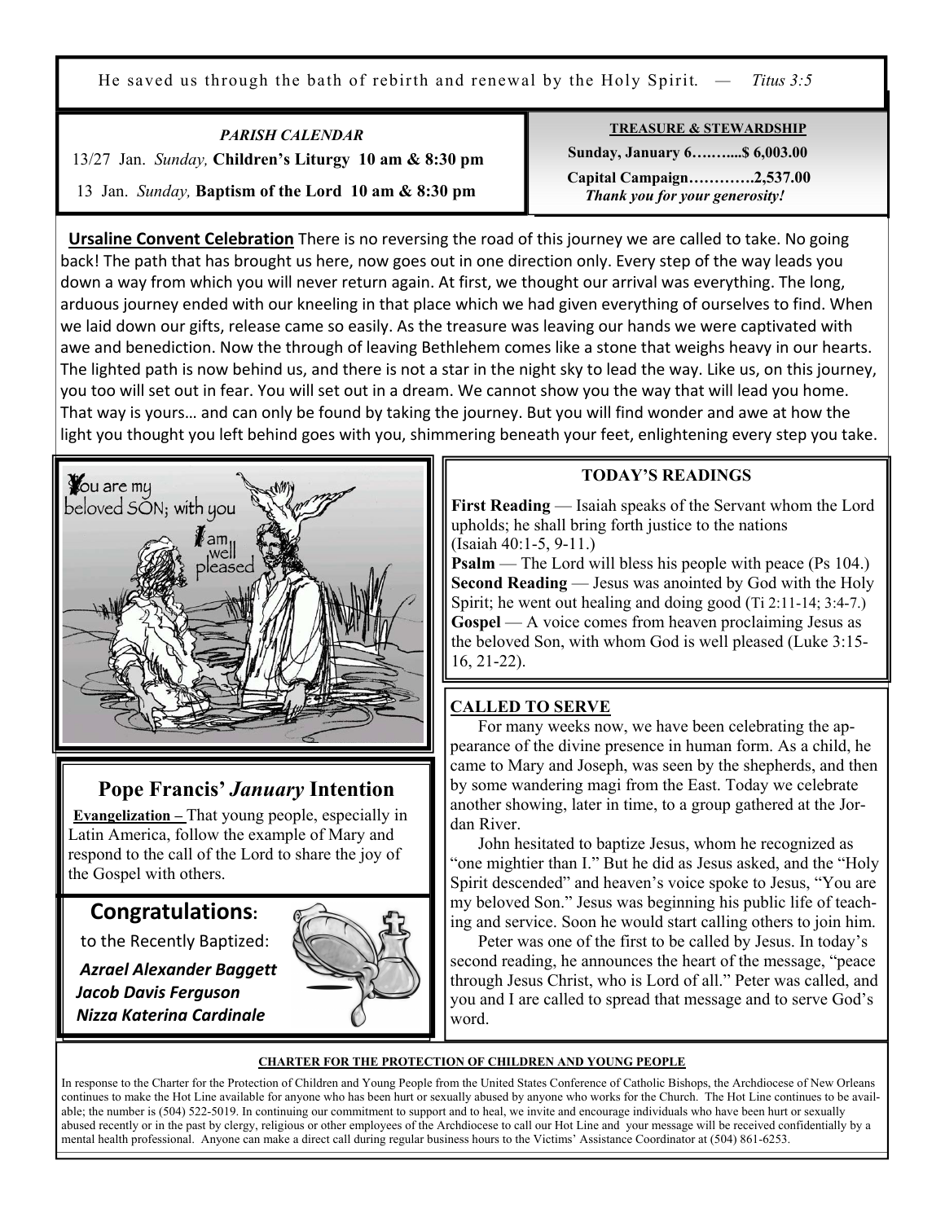He saved us through the bath of rebirth and renewal by the Holy Spirit. — *Titus 3:5*

***PARISH CALENDAR***

13/27 Jan. *Sunday,* **Children's Liturgy 10 am & 8:30 pm**

13 Jan. *Sunday,* **Baptism of the Lord 10 am & 8:30 pm**

**TREASURE & STEWARDSHIP**

**Sunday, January 6……....$ 6,003.00**

**Capital Campaign…………2,537.00**

***Thank you for your generosity!***

**Ursaline Convent Celebration** There is no reversing the road of this journey we are called to take. No going back! The path that has brought us here, now goes out in one direction only. Every step of the way leads you down a way from which you will never return again. At first, we thought our arrival was everything. The long, arduous journey ended with our kneeling in that place which we had given everything of ourselves to find. When we laid down our gifts, release came so easily. As the treasure was leaving our hands we were captivated with awe and benediction. Now the through of leaving Bethlehem comes like a stone that weighs heavy in our hearts. The lighted path is now behind us, and there is not a star in the night sky to lead the way. Like us, on this journey, you too will set out in fear. You will set out in a dream. We cannot show you the way that will lead you home. That way is yours… and can only be found by taking the journey. But you will find wonder and awe at how the light you thought you left behind goes with you, shimmering beneath your feet, enlightening every step you take.

You are my beloved SON; with you I am well pleased

## Pope Francis' *January* Intention

**Evangelization –** That young people, especially in Latin America, follow the example of Mary and respond to the call of the Lord to share the joy of the Gospel with others.

## Congratulations:

to the Recently Baptized:

***Azrael Alexander Baggett***
***Jacob Davis Ferguson***
***Nizza Katerina Cardinale***

**TODAY'S READINGS**

**First Reading** — Isaiah speaks of the Servant whom the Lord upholds; he shall bring forth justice to the nations (Isaiah 40:1-5, 9-11.)
**Psalm** — The Lord will bless his people with peace (Ps 104.)
**Second Reading** — Jesus was anointed by God with the Holy Spirit; he went out healing and doing good (Ti 2:11-14; 3:4-7.)
**Gospel** — A voice comes from heaven proclaiming Jesus as the beloved Son, with whom God is well pleased (Luke 3:15-16, 21-22).

**CALLED TO SERVE**

For many weeks now, we have been celebrating the appearance of the divine presence in human form. As a child, he came to Mary and Joseph, was seen by the shepherds, and then by some wandering magi from the East. Today we celebrate another showing, later in time, to a group gathered at the Jordan River.

John hesitated to baptize Jesus, whom he recognized as "one mightier than I." But he did as Jesus asked, and the "Holy Spirit descended" and heaven's voice spoke to Jesus, "You are my beloved Son." Jesus was beginning his public life of teaching and service. Soon he would start calling others to join him.

Peter was one of the first to be called by Jesus. In today's second reading, he announces the heart of the message, "peace through Jesus Christ, who is Lord of all." Peter was called, and you and I are called to spread that message and to serve God's word.

**CHARTER FOR THE PROTECTION OF CHILDREN AND YOUNG PEOPLE**

In response to the Charter for the Protection of Children and Young People from the United States Conference of Catholic Bishops, the Archdiocese of New Orleans continues to make the Hot Line available for anyone who has been hurt or sexually abused by anyone who works for the Church. The Hot Line continues to be available; the number is (504) 522-5019. In continuing our commitment to support and to heal, we invite and encourage individuals who have been hurt or sexually abused recently or in the past by clergy, religious or other employees of the Archdiocese to call our Hot Line and your message will be received confidentially by a mental health professional. Anyone can make a direct call during regular business hours to the Victims' Assistance Coordinator at (504) 861-6253.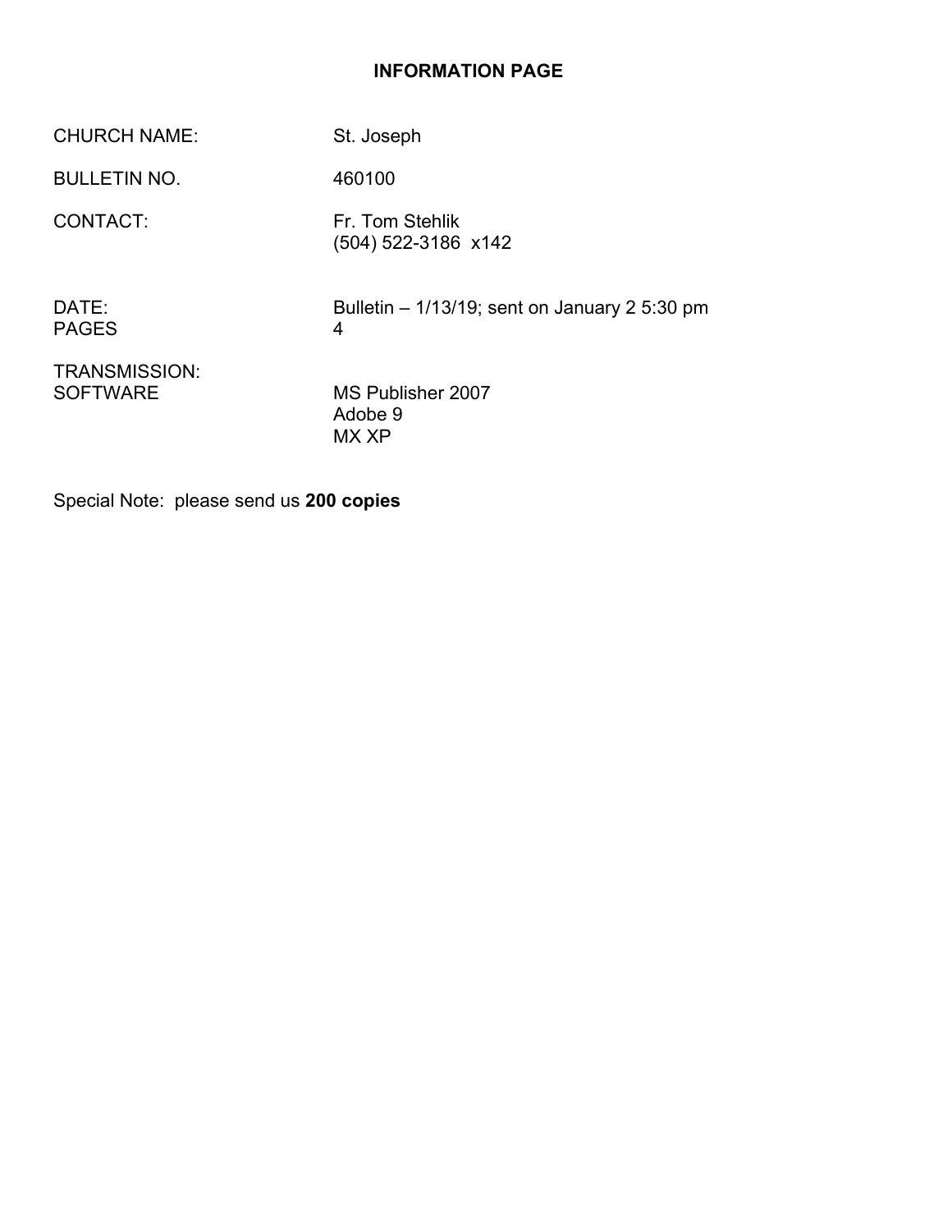# INFORMATION PAGE

| | |
|---|---|
| CHURCH NAME: | St. Joseph |
| BULLETIN NO. | 460100 |
| CONTACT: | Fr. Tom Stehlik<br>(504) 522-3186 x142 |
| DATE:<br>PAGES | Bulletin – 1/13/19; sent on January 2 5:30 pm<br>4 |
| TRANSMISSION:<br>SOFTWARE | MS Publisher 2007<br>Adobe 9<br>MX XP |

Special Note: please send us **200 copies**